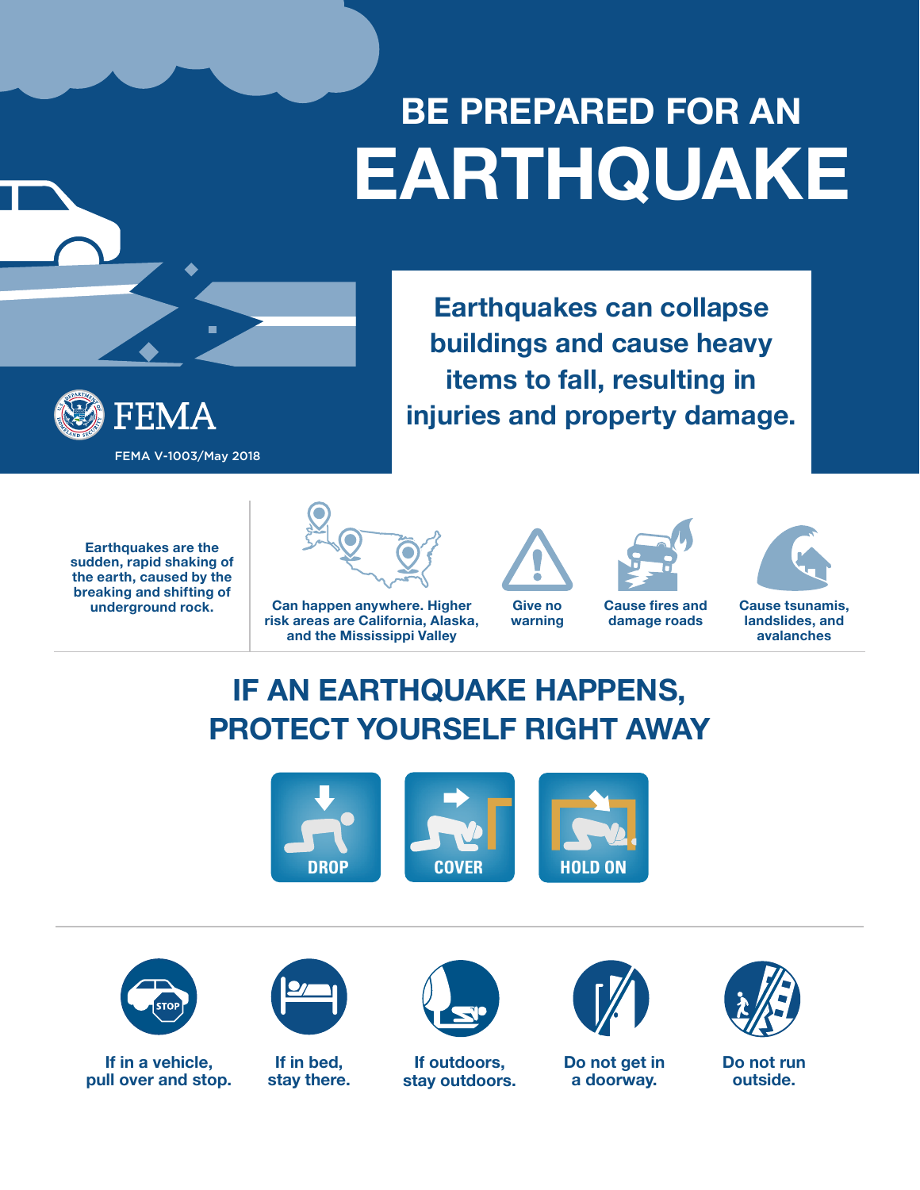# BE PREPARED FOR AN EARTHQUAKE

FEMA

FEMA V-1003/May 2018

**Earthquakes can collapse buildings and cause heavy items to fall, resulting in injuries and property damage.**

**Earthquakes are the sudden, rapid shaking of the earth, caused by the breaking and shifting of underground rock.**

- Can happen anywhere. Higher risk areas are California, Alaska, and the Mississippi Valley
- Give no warning
- Cause fires and damage roads
- Cause tsunamis, landslides, and avalanches

## IF AN EARTHQUAKE HAPPENS, PROTECT YOURSELF RIGHT AWAY

DROP

COVER

HOLD ON

- If in a vehicle, pull over and stop.
- If in bed, stay there.
- If outdoors, stay outdoors.
- Do not get in a doorway.
- Do not run outside.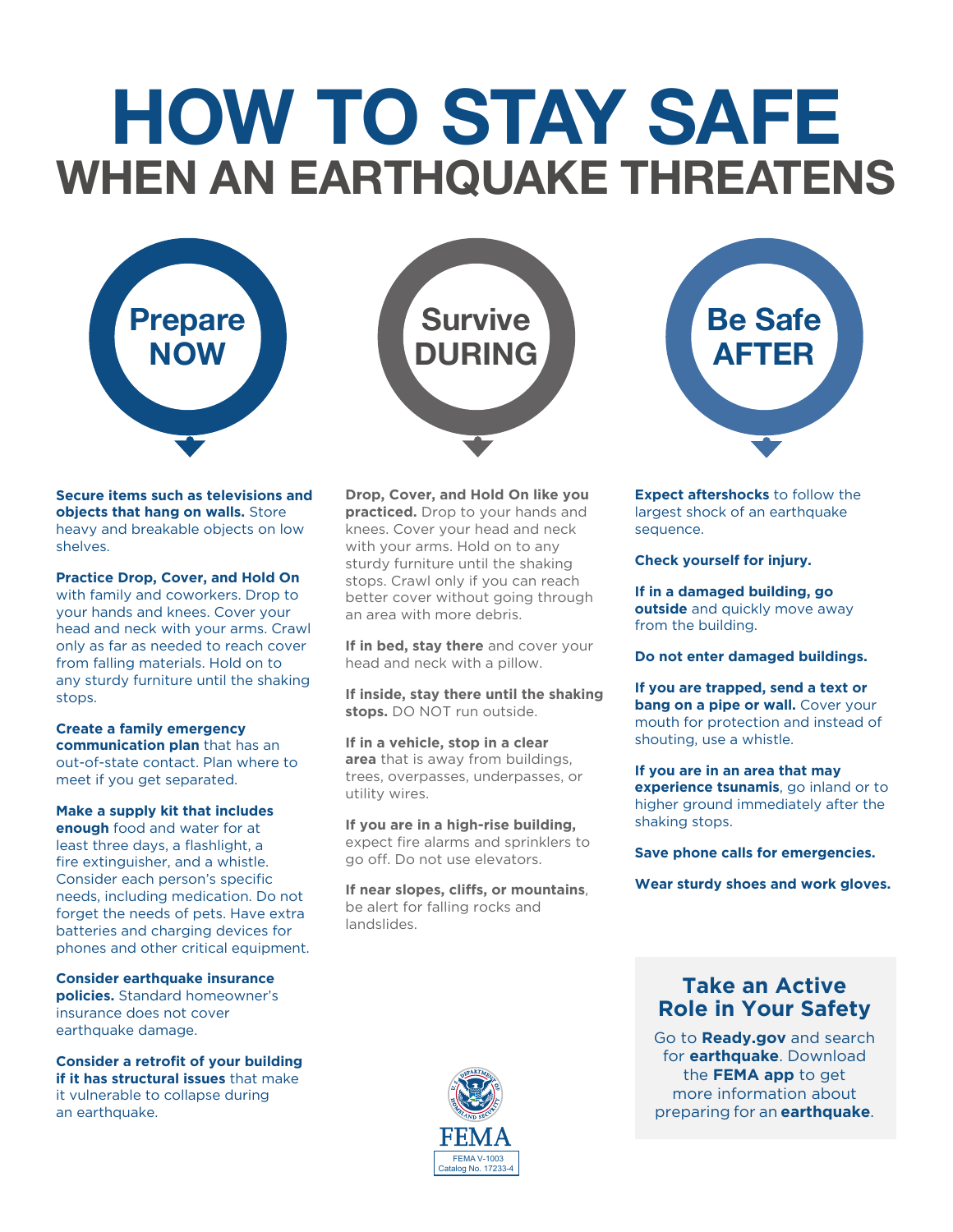# HOW TO STAY SAFE

## WHEN AN EARTHQUAKE THREATENS

### Prepare NOW

**Secure items such as televisions and objects that hang on walls.** Store heavy and breakable objects on low shelves.

**Practice Drop, Cover, and Hold On** with family and coworkers. Drop to your hands and knees. Cover your head and neck with your arms. Crawl only as far as needed to reach cover from falling materials. Hold on to any sturdy furniture until the shaking stops.

**Create a family emergency communication plan** that has an out-of-state contact. Plan where to meet if you get separated.

**Make a supply kit that includes enough** food and water for at least three days, a flashlight, a fire extinguisher, and a whistle. Consider each person's specific needs, including medication. Do not forget the needs of pets. Have extra batteries and charging devices for phones and other critical equipment.

**Consider earthquake insurance policies.** Standard homeowner's insurance does not cover earthquake damage.

**Consider a retrofit of your building if it has structural issues** that make it vulnerable to collapse during an earthquake.

### Survive DURING

**Drop, Cover, and Hold On like you practiced.** Drop to your hands and knees. Cover your head and neck with your arms. Hold on to any sturdy furniture until the shaking stops. Crawl only if you can reach better cover without going through an area with more debris.

**If in bed, stay there** and cover your head and neck with a pillow.

**If inside, stay there until the shaking stops.** DO NOT run outside.

**If in a vehicle, stop in a clear area** that is away from buildings, trees, overpasses, underpasses, or utility wires.

**If you are in a high-rise building,** expect fire alarms and sprinklers to go off. Do not use elevators.

**If near slopes, cliffs, or mountains**, be alert for falling rocks and landslides.

### Be Safe AFTER

**Expect aftershocks** to follow the largest shock of an earthquake sequence.

**Check yourself for injury.**

**If in a damaged building, go outside** and quickly move away from the building.

**Do not enter damaged buildings.**

**If you are trapped, send a text or bang on a pipe or wall.** Cover your mouth for protection and instead of shouting, use a whistle.

**If you are in an area that may experience tsunamis**, go inland or to higher ground immediately after the shaking stops.

**Save phone calls for emergencies.**

**Wear sturdy shoes and work gloves.**

### Take an Active Role in Your Safety

Go to **Ready.gov** and search for **earthquake**. Download the **FEMA app** to get more information about preparing for an **earthquake**.

FEMA

FEMA V-1003
Catalog No. 17233-4